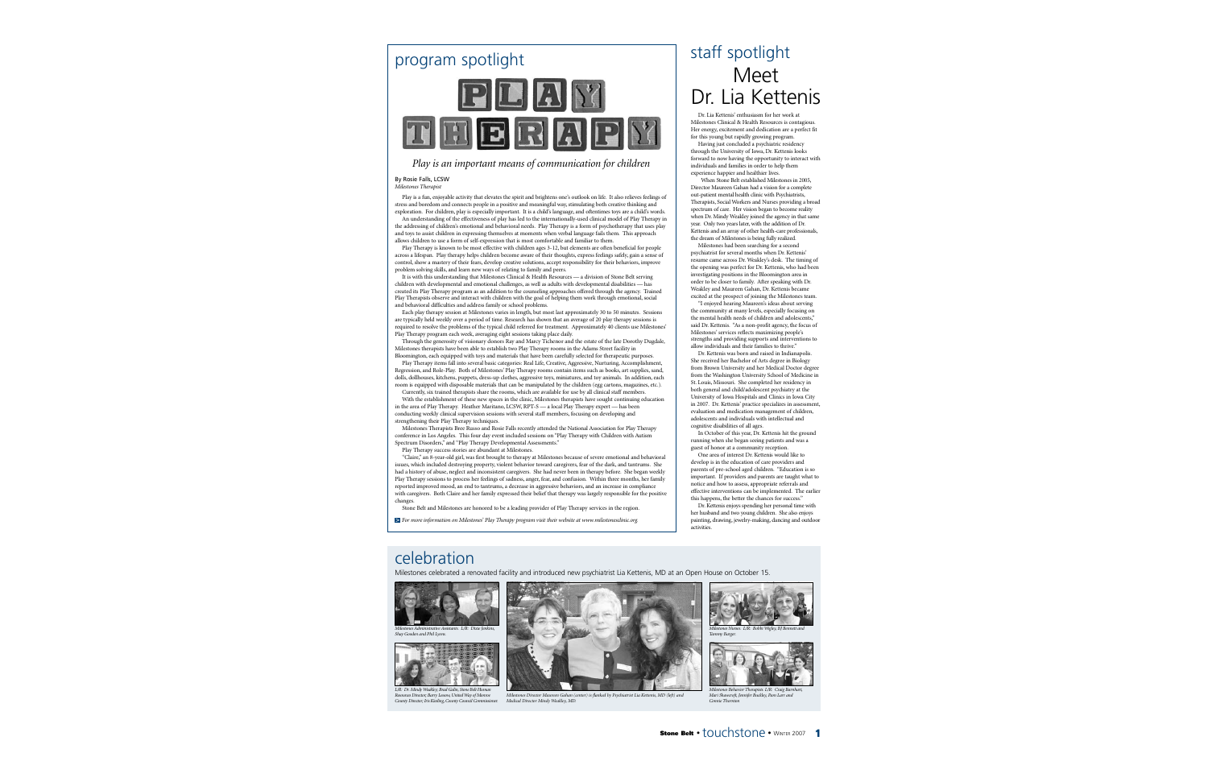## program spotlight

# PLAY THERAPY

*Play is an important means of communication for children*

By Rosie Falls, LCSW
*Milestones Therapist*

Play is a fun, enjoyable activity that elevates the spirit and brightens one's outlook on life. It also relieves feelings of stress and boredom and connects people in a positive and meaningful way, stimulating both creative thinking and exploration. For children, play is especially important. It is a child's language, and oftentimes toys are a child's words.

An understanding of the effectiveness of play has led to the internationally-used clinical model of Play Therapy in the addressing of children's emotional and behavioral needs. Play Therapy is a form of psychotherapy that uses play and toys to assist children in expressing themselves at moments when verbal language fails them. This approach allows children to use a form of self-expression that is most comfortable and familiar to them.

Play Therapy is known to be most effective with children ages 3–12, but elements are often beneficial for people across a lifespan. Play therapy helps children become aware of their thoughts, express feelings safely, gain a sense of control, show a mastery of their fears, develop creative solutions, accept responsibility for their behaviors, improve problem solving skills, and learn new ways of relating to family and peers.

It is with this understanding that Milestones Clinical & Health Resources — a division of Stone Belt serving children with developmental and emotional challenges, as well as adults with developmental disabilities — has created its Play Therapy program as an addition to the counseling approaches offered through the agency. Trained Play Therapists observe and interact with children with the goal of helping them work through emotional, social and behavioral difficulties and address family or school problems.

Each play therapy session at Milestones varies in length, but most last approximately 30 to 50 minutes. Sessions are typically held weekly over a period of time. Research has shown that an average of 20 play therapy sessions is required to resolve the problems of the typical child referred for treatment. Approximately 40 clients use Milestones' Play Therapy program each week, averaging eight sessions taking place daily.

Through the generosity of visionary donors Ray and Marcy Tichenor and the estate of the late Dorothy Dugdale, Milestones therapists have been able to establish two Play Therapy rooms in the Adams Street facility in Bloomington, each equipped with toys and materials that have been carefully selected for therapeutic purposes.

Play Therapy items fall into several basic categories: Real Life, Creative, Aggressive, Nurturing, Accomplishment, Regression, and Role-Play. Both of Milestones' Play Therapy rooms contain items such as books, art supplies, sand, dolls, dollhouses, kitchens, puppets, dress-up clothes, aggressive toys, miniatures, and toy animals. In addition, each room is equipped with disposable materials that can be manipulated by the children (egg cartons, magazines, etc.).

Currently, six trained therapists share the rooms, which are available for use by all clinical staff members.

With the establishment of these new spaces in the clinic, Milestones therapists have sought continuing education in the area of Play Therapy. Heather Maritano, LCSW, RPT-S — a local Play Therapy expert — has been conducting weekly clinical supervision sessions with several staff members, focusing on developing and strengthening their Play Therapy techniques.

Milestones Therapists Bere Russo and Rosie Falls recently attended the National Association for Play Therapy conference in Los Angeles. This four day event included sessions on "Play Therapy with Children with Autism Spectrum Disorders," and "Play Therapy Developmental Assessments."

Play Therapy success stories are abundant at Milestones.

"Claire," an 8-year-old girl, was first brought to therapy at Milestones because of severe emotional and behavioral issues, which included destroying property, violent behavior toward caregivers, fear of the dark, and tantrums. She had a history of abuse, neglect and inconsistent caregivers. She had never been in therapy before. She began weekly Play Therapy sessions to process her feelings of sadness, anger, fear, and confusion. Within three months, her family reported improved mood, an end to tantrums, a decrease in aggressive behaviors, and an increase in compliance with caregivers. Both Claire and her family expressed their belief that therapy was largely responsible for the positive changes.

Stone Belt and Milestones are honored to be a leading provider of Play Therapy services in the region.

*For more information on Milestones' Play Therapy program visit their website at www.milestonesclinic.org.*

## staff spotlight

# Meet Dr. Lia Kettenis

Dr. Lia Kettenis' enthusiasm for her work at Milestones Clinical & Health Resources is contagious. Her energy, excitement and dedication are a perfect fit for this young but rapidly growing program.

Having just concluded a psychiatric residency through the University of Iowa, Dr. Kettenis looks forward to now having the opportunity to interact with individuals and families in order to help them experience happier and healthier lives.

When Stone Belt established Milestones in 2005, Director Maureen Gahan had a vision for a complete out-patient mental health clinic with Psychiatrists, Therapists, Social Workers and Nurses providing a broad spectrum of care. Her vision began to become reality when Dr. Mindy Weakley joined the agency in that same year. Only two years later, with the addition of Dr. Kettenis and an array of other health-care professionals, the dream of Milestones is being fully realized.

Milestones had been searching for a second psychiatrist for several months when Dr. Kettenis' resume came across Dr. Weakley's desk. The timing of the opening was perfect for Dr. Kettenis, who had been investigating positions in the Bloomington area in order to be closer to family. After speaking with Dr. Weakley and Maureen Gahan, Dr. Kettenis became excited at the prospect of joining the Milestones team.

"I enjoyed hearing Maureen's ideas about serving the community at many levels, especially focusing on the mental health needs of children and adolescents," said Dr. Kettenis. "As a non-profit agency, the focus of Milestones' services reflects maximizing people's strengths and providing supports and interventions to allow individuals and their families to thrive."

Dr. Kettenis was born and raised in Indianapolis. She received her Bachelor of Arts degree in Biology from Brown University and her Medical Doctor degree from the Washington University School of Medicine in St. Louis, Missouri. She completed her residency in both general and child/adolescent psychiatry at the University of Iowa Hospitals and Clinics in Iowa City in 2007. Dr. Kettenis' practice specializes in assessment, evaluation and medication management of children, adolescents and individuals with intellectual and cognitive disabilities of all ages.

In October of this year, Dr. Kettenis hit the ground running when she began seeing patients and was a guest of honor at a community reception.

One area of interest Dr. Kettenis would like to develop is in the education of care providers and parents of pre-school aged children. "Education is so important. If providers and parents are taught what to notice and how to assess, appropriate referrals and effective interventions can be implemented. The earlier this happens, the better the chances for success."

Dr. Kettenis enjoys spending her personal time with her husband and two young children. She also enjoys painting, drawing, jewelry-making, dancing and outdoor activities.

## celebration

Milestones celebrated a renovated facility and introduced new psychiatrist Lia Kettenis, MD at an Open House on October 15.

*Milestones Administrative Assistants. L/R: Dixie Jenkins, Shay Gosden and Phil Lyons.*

*L/R: Dr. Mindy Weakley; Brad Gahn, Stone Belt Human Resources Director; Barry Lessow, United Way of Monroe County Director; Iris Kiesling, County Council Commissioner*

*Milestones Director Maureen Gahan (center) is flanked by Psychiatrist Lia Kettenis, MD (left) and Medical Director Mindy Weakley, MD*

*Milestones Nurses. L/R: Bobbi Wigley, BJ Bennett and Tammy Burgee*

*Milestones Behavior Therapists. L/R: Craig Burnhart, Mari Shawcroft, Jennifer Bradley, Pam Larr and Connie Thornton*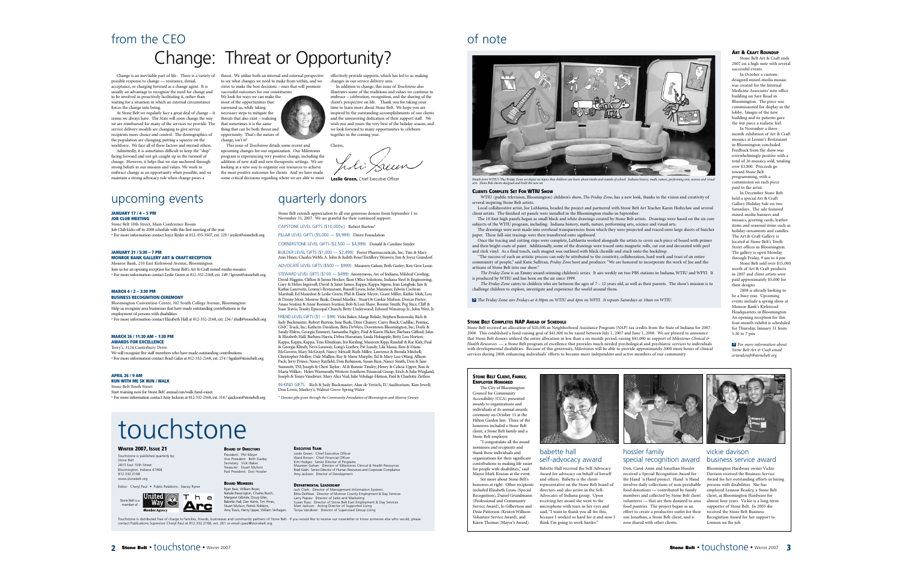## from the CEO

# Change: Threat or Opportunity?

Change is an inevitable part of life. There is a variety of possible response to change — resistance, denial, acceptance, or charging forward as a change agent. It is usually an advantage to recognize the need for change and to be involved in proactively facilitating it, rather than waiting for a situation in which an external circumstance forces the change into being.

At Stone Belt we regularly face a great deal of change – it seems we always have. The State will soon change the way we are reimbursed for many of the services we provide. The service delivery models are changing to give service recipients more choice and control. The demographics of the population are changing, putting a squeeze on the workforce. We face all of these factors and myriad others.

Admittedly, it is sometimes difficult to keep the "ship" facing forward and not get caught up in the turmoil of change. However, it helps that we stay anchored through strong beliefs in our mission and values. We work to embrace change as an opportunity when possible, and we maintain a strong advocacy role when change poses a threat. We utilize both an internal and external perspective to see what changes we need to make from within, and we strive to make the best decisions – ones that will promote successful outcomes for our constituents.

We look for ways we can make the most of the opportunities that surround us, while taking necessary steps to mitigate the threats that also exist – realizing that sometimes it is the same thing that can be both threat and opportunity. That's the nature of change, isn't it?

This issue of *Touchstone* details some recent and upcoming changes for our organization. Our Milestones program is experiencing very positive change, including the addition of new staff and new therapeutic settings. We are looking at a new way to organize our resources to achieve the most positive outcomes for clients. And we have made some critical decisions regarding where we are able to most effectively provide supports, which has led to us making changes in our service delivery area.

In addition to change, this issue of *Touchstone* also illustrates some of the traditions and values we continue to embrace – celebration, recognition, and the sharing of the client's perspective on life. Thank you for taking your time to learn more about Stone Belt. We hope you are inspired by the outstanding accomplishments of our clients and the unwavering dedication of their support staff. We wish you and yours the very best of the holiday season, and we look forward to many opportunities to celebrate together in the coming year.

Cheers,

**Leslie Green,** Chief Executive Officer

## upcoming events

**JANUARY 17 / 4 – 5 PM**
**JOB CLUB MEETING**
Stone Belt 10th Street, Main Conference Room
Job Club kicks off its 2008 schedule with this first meeting of the year.
• For more information contact Joyce Resler at 812-335-3507, ext. 229 / jresler@stonebelt.org

**JANUARY 31 / 5:30 – 7 PM**
**MONROE BANK GALLERY ART & CRAFT RECEPTION**
Monroe Bank, 210 East Kirkwood Avenue, Bloomington
Join us for an opening reception for Stone Belt's Art & Craft mixed media mosaics.
• For more information contact Leslie Green at 812-332-2168, ext. 249 / lgreen@stonebelt.org

**MARCH 4 / 2 – 3:30 PM**
**BUSINESS RECOGNITION CEREMONY**
Bloomington Convention Center, 302 South College Avenue, Bloomington
Help us recognize area businesses that have made outstanding contributions in the employment of persons with disabilities.
• For more information contact Elizabeth Hall at 812-332-2168, ext. 234 / ehall@stonebelt.org

**MARCH 26 / 11:30 AM – 1:30 PM**
**AWARDS FOR EXCELLENCE**
Terry's, 3124 Canterbury Drive
We will recognize five staff members who have made outstanding contributions.
• For more information contact Brad Galin at 812-332-2168, ext. 274 / bgalin@stonebelt.org

**APRIL 26 / 9 AM**
**RUN WITH ME 5K RUN / WALK**
Stone Belt Tenth Street
Start training now for Stone Belt' annual run/walk fund-raiser.
• For more information contact Amy Jackson at 812-332-2168, ext. 314 / ajackson@stonebelt.org

## quarterly donors

Stone Belt extends appreciation to all our generous donors from September 1 to November 31, 2007. We are grateful for their continued support.

CAPSTONE LEVEL GIFTS ($10,000+): Robert Burton*

PILLAR LEVEL GIFTS ($5,000 — $9,999): Davee Foundation

CORNERSTONE LEVEL GIFTS ($2,500 — $4,999): Donald & Caroline Snyder

BUILDER LEVEL GIFTS ($1,000 — $2,499): Forest Pharmaceuticals, Inc; Tim & Mary Ann Hines; Charles Webb; A. John & Judith Rose/Textillery Weavers; Jim & Joyce Grandorf.

ADVOCATE LEVEL GIFTS ($500 — $999): Maureen Gahan; Beth Gazley; Ken Gros Louis.

STEWARD LEVEL GIFTS ($100 — $499): Anonymous; Arc of Indiana; Mildred Cowling; David Higgins; Clifton & Janna Hocker; Ikon Office Solutions; Indiana Steel & Engineering; Gary & Helen Ingersoll; David & Janet James; Kappa, Kappa Sigma; Jean Langbak; Jim & Kathie Laurewitz; Lennie's Restaurant; Russell Lyons; John Mannion; Edwin Cochran Marshall; Ed Maxedon & Leslie Green; Phil & Elaine Meyer; Grant Miller; Kathie Mob; Lou & Denny Moir; Monroe Bank; Daniel Mueller; Stuart & Cookie Mufson; Dorcas Porter; Anusa Sentissi & Anne Roemer-Sentissi; Bob & Lori Shaw; Bonnie Smith; Peg Stice; Cliff & Joan Travis; Trinity Episcopal Church; Betty Underwood; Edward Wenstrup Jr.; John West, Jr.

FRIEND LEVEL GIFTS ($1 — $99): Vicki Baker; Marge Belisle; Stephen Bonowski; Rich & Judy Buckmaster; Robert Burton; June Bush; Dixie Chaney; Curry Buick, Cadillac, Pontiac, GMC Truck, Inc; Kathryn Davidson; Bitta DeWees; Downtown Bloomington, Inc; Doyle & Sandy Ehlers; Georgia Emmert; Samantha Figley; Paul & Karen Flicker; Barbara Gifford; John & Elizabeth Hall; Barbara Harris; Debra Hocsman; Linda Holsapple; Betty Lou Horton; Kappa, Kappa, Kappa; Tina Khuzkian; Iris Kiesling; Maureen Kipp; Randall & Rae Kirk; Paul & Georgia Klindt; Neva Laraway; Long's Leather; Pat Lundy; Lila Massa; Ron & Diana McGovern; Mary McGrayel; Nancy Metcalf; Ruth Miller, Lawrence & Brenda Mitchell; Christopher Molloy; Dale Mullins; Ray & Marie Murphy; Ed & Mary Lou Otting; Allison Pack; Jerry Prince; Nancy Rayfield; Dan Robinson; Susan Russ; Nancy Smith; Don & June Summitt; TSI; Joseph & Cheri Taylor; Al & Bonnie Tinsley; Henry & Celicia Upper; Ron & Maria Walker; Helen Warmouth; Western-Southern Financial Group; Erich & Julia Wiegland; Joseph & Tonya Vandivier, Mary Alice Veal; Julie Velshage-Hinton; Paul & Charlotte Ziefjow.

IN-KIND GIFTS: Rich & Judy Buckmaster; Alan de Veritch; IU Auditorium; Kim Jewell; Don Lewis; Markey's; Walnut Grove Spring Water

*\* Denotes gifts given through the Community Foundation of Bloomington and Monroe County*

# touchstone

**WINTER 2007, ISSUE 21**

Touchstone is published quarterly by:
Stone Belt
2815 East 10th Street
Bloomington, Indiana 47408
812.332.2168
www.stonebelt.org

Editor: Cheryl Paul • Public Relations: Stacey Ryner

Stone Belt is a member of: United Way Member Agency; The Arc

**BOARD OF DIRECTORS**
President: Phil Meyer
Vice President: Beth Gazley
Secretary: Vicki Baker
Treasurer: Stuart Mufson
Past President: Don Hossler

**BOARD MEMBERS**
Ryan Bass, William Beyer, Natalie Bevington, Charles Burch, Margaret Gilbride, Doug Giles, Babette Hall, Dan Harris, Tim Hines, Stuart Mufson, Patrick Robbins, Amy Travis, Henry Upper, William Verhagen

**EXECUTIVE TEAM**
Leslie Green: Chief Executive Officer
Ward Brown: Chief Financial Officer
Kim Hodges: Senior Director of Programs
Maureen Gahan: Director of Milestones Clinical & Health Resources
Brad Galin: Senior Director of Human Resources and Corporate Compliance
Amy Jackson: Director of Development

**DEPARTMENTAL LEADERSHIP**
Jack Clark: Director of Management Information Systems
Bitta DeWees: Director of Monroe County Employment & Day Services
Larry Pejeau: Director of Sales and Marketing
Susan Russ: Director of Stone Belt East Employment & Day Services
Matt Jackson: Acting Director of Supported Living
Tonya Vandivier: Director of Supervised Group Living

Touchstone is distributed free of charge to families, friends, businesses and community partners of Stone Belt. If you would like to receive our newsletter or know someone else who would, please contact Publications Supervisor Cheryl Paul at 812.332.2168, ext. 261 or email cpaul@stonebelt.org.

## of note

*Panels from WTIU's The Friday Zone set depict six topics that children can learn about inside and outside of school: Indiana history, math, nature, performing arts, science and visual arts. Stone Belt clients designed and built the new set.*

### CLIENTS COMPLETE SET FOR WTIU SHOW

WTIU (public television, Bloomington) children's show, *The Friday Zone*, has a new look, thanks to the vision and creativity of several inspiring Stone Belt artists.

Local collaborative artist, Joe LaMantia, headed the project and partnered with Stone Belt Art Teacher Karen Holtzclaw and several client artists. The finished set panels were installed in the Bloomington studio in September.

The 10 foot high panels began as small black and white drawings created by Stone Belt artists. Drawings were based on the six core subjects of the WTIU program, including Indiana history, math, nature, performing arts, science and visual arts.

The drawings were next made into overhead transparencies from which they were projected and traced onto large sheets of butcher paper. These full-size tracings were then transferred onto signboard.

Once the tracing and cutting steps were complete, LaMantia worked alongside the artists to cover each piece of board with primer and then bright coats of paint. Additionally, some of the drawings were traced onto magnetic rolls, cut out and decorated with peel and stick vinyl. As a final touch, each magnet was outlined with black chenille and stuck onto the backdrop.

"The success of such an artistic process can only be attributed to the creativity, collaboration, hard work and trust of an entire community of people," said Katie Sullivan, *Friday Zone* host and producer. "We are honored to incorporate the work of Joe and the artisans of Stone Belt into our show."

*The Friday Zone* is an Emmy award-winning children's series. It airs weekly on two PBS stations in Indiana, WTIU and WFYI. It is produced by WTIU and has been on the air since 1999.

*The Friday Zone* caters to children who are between the ages of 7 – 12 years old, as well as their parents. The show's mission is to challenge children to explore, investigate and experience the world around them.

The Friday Zone *airs Fridays at 4:30pm on WTIU and 4pm on WFYI. It repeats Saturdays at 10am on WTIU.*

### STONE BELT COMPLETES NAP AHEAD OF SCHEDULE

Stone Belt received an allocation of $20,500 in Neighborhood Assistance Program (NAP) tax credits from the State of Indiana for 2007-2008. This established a fund-raising goal of $41,000 to be raised between July 1, 2007 and June 1, 2008. We are pleased to announce that Stone Belt donors utilized the entire allocation in less than a six month period, raising $41,000 in support of *Milestones Clinical & Health Resources* — a Stone Belt program of excellence that provides much needed psychological and psychiatric services to individuals with developmental disabilities. Because of this generosity, Milestones will be able to provide approximately 2000 more hours of clinical services during 2008, enhancing individuals' efforts to become more independent and active members of our community.

### ART & CRAFT ROUNDUP

Stone Belt Art & Craft ends 2007 on a high note with several successful events.

In October a custom-designed mixed-media mosaic was created for the Internal Medicine Associates' new office building on Sare Road in Bloomington. The piece was commissioned for display in the lobby. Images of the new building and its patients gave the 4x6 piece a realistic feel.

In November a three-month exhibition of Art & Craft mosaics at Lennie's Restaurant in Bloomington concluded. Feedback from the show was overwhelmingly positive with a total of 26 mosaics sold, totaling over $3,800. Proceeds go toward Stone Belt programming, with a commission on each piece paid to the artist.

In December Stone Belt held a special Art & Craft Gallery Holiday Sale on two Saturdays. The sale featured mixed-media banners and mosaics, greeting cards, leather items and seasonal items such as holiday ornaments and candles. The Art & Craft Gallery is located at Stone Belt's Tenth Street offices in Bloomington. The gallery is open Monday through Friday, 9 am to 4 pm.

Stone Belt sold over $15,000 worth of Art & Craft products in 2007 and client artists were paid approximately $5,000 for their designs.

2008 is already looking to be a busy year. Upcoming events include a spring show at Monroe Bank's Kirkwood Headquarters in Bloomington. An opening reception for this four-month exhibit is scheduled for Thursday, January 31 from 5:30 to 7 pm.

*For more information about Stone Belt Art & Craft email artandcraft@stonebelt.org*

### STONE BELT CLIENT, FAMILY, EMPLOYER HONORED

The City of Bloomington Council for Community Accessibility (CCA) presented awards to organizations and individuals at its annual awards ceremony on October 15 at the Hilton Garden Inn. Three of the honorees included a Stone Belt client, a Stone Belt family and a Stone Belt employer.

"I congratulate all the award nominees and recipients and thank these individuals and organizations for their significant contributions to making life easier for people with disabilities," said Mayor Mark Kruzan at the event.

See more about Stone Belt's honorees at right. Other recipients included Elizabeth Lyons (Special Recognition), Daniel Grundmann (Professional and Community Service Award), Jo Gilbertson and Dixie Patterson (Kristen Willison Volunteer Service Award), and Karen Thomas (Mayor's Award).

#### babette hall self-advocacy award

Babette Hall received the Self-Advocacy Award for advocacy on behalf of herself and others. Babette is the client-representative on the Stone Belt board of directors and also active in the Self-Advocates of Indiana group. Upon receiving her award she went to the microphone with tears in her eyes and said, "I want to thank you all for this, because I worked so hard for it and now I think I'm going to work harder."

#### hossler family special recognition award

Don, Carol-Anne and Jonathan Hossler received a Special Recognition Award for the Hand 'n Hand project. Hand 'n Hand involves daily collections of non-perishable food donations — contributed by family members and collected by Stone Belt client volunteers — that are then donated to area food pantries. The project began as an effort to create a productive outlet for their son Jonathan, a Stone Belt client, and is now shared with other clients.

#### vickie davison business service award

Bloomington Hardware owner Vickie Davison received the Business Service Award for her outstanding efforts in hiring persons with disabilities. She has employed Lennon Beasley, a Stone Belt client, at Bloomington Hardware for almost four years. Vickie is a long-term supporter of Stone Belt. In 2005 she received the Stone Belt Business Recognition Award for her support to Lennon on the job.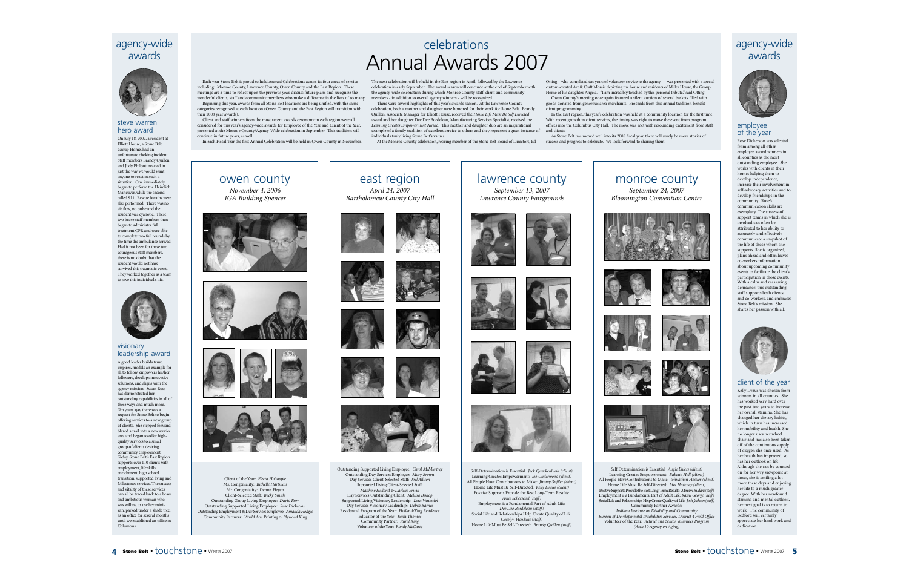# celebrations

## Annual Awards 2007

Each year Stone Belt is proud to hold Annual Celebrations across its four areas of service including: Monroe County, Lawrence County, Owen County and the East Region. These meetings are a time to reflect upon the previous year, discuss future plans and recognize the wonderful clients, staff and community members who make a difference in the lives of so many.

Beginning this year, awards from all Stone Belt locations are being unified, with the same categories recognized at each location (Owen County and the East Region will transition with their 2008 year awards).

Client and staff winners from the most recent awards ceremony in each region were all considered for this year's agency-wide awards for Employee of the Year and Client of the Year, presented at the Monroe County/Agency-Wide celebration in September. This tradition will continue in future years, as well.

In each Fiscal Year the first Annual Celebration will be held in Owen County in November. The next celebration will be held in the East region in April, followed by the Lawrence County celebration in early September. The award season will conclude at the end of September with the agency-wide celebration during which Monroe County staff, client and community members - in addition to overall agency winners - will be recognized.

There were several highlights of this year's awards season. At the Lawrence County celebration, both a mother and daughter were honored for their work for Stone Belt. Brandy Quillen, Associate Manager for Elliott House, received the *Home Life Must Be Self Directed* award and her daughter Dee Dee Bordeleau, Manufacturing Services Specialist, received the *Learning Creates Empowerment* Award. This mother and daughter duo are an inspirational example of a family tradition of excellent service to others and they represent a great instance of individuals truly living Stone Belt's values.

At the Monroe County celebration, retiring member of the Stone Belt Board of Directors, Ed Otting – who completed ten years of volunteer service to the agency — was presented with a special custom-created Art & Craft Mosaic depicting the house and residents of Miller House, the Group Home of his daughter, Angela. "I am incredibly touched by this personal tribute," said Otting.

Owen County's meeting once again featured a silent auction of several baskets filled with goods donated from generous area merchants. Proceeds from this annual tradition benefit client programming.

In the East region, this year's celebration was held at a community location for the first time. With recent growth in client services, the timing was right to move the event from program offices into the Columbus City Hall. The move was met with resounding excitement from staff and clients.

As Stone Belt has moved well into its 2008 fiscal year, there will surely be more stories of success and progress to celebrate. We look forward to sharing them!

## agency-wide awards

### steve warren hero award

On July 18, 2007, a resident at Elliott House, a Stone Belt Group Home, had an unfortunate choking incident. Staff members Brandy Quillen and Judy Philpott reacted in just the way we would want anyone to react in such a situation. One immediately began to perform the Heimlich Maneuver, while the second called 911. Rescue breaths were also performed. There was no air flow, no pulse and the resident was cyanotic. These two brave staff members then began to administer full treatment CPR and were able to complete two full rounds by the time the ambulance arrived. Had it not been for these two courageous staff members, there is no doubt that the resident would not have survived this traumatic event. They worked together as a team to save this individual's life.

### visionary leadership award

A good leader builds trust, inspires, models an example for all to follow, empowers his/her followers, develops innovative solutions, and aligns with the agency mission. Susan Russ has demonstrated her outstanding capabilities in all of these ways and much more. Ten years ago, there was a request for Stone Belt to begin offering services to a new group of clients. She stepped forward, blazed a trail into a new service area and began to offer high-quality services to a small group of clients desiring community employment. Today, Stone Belt's East Region supports over 110 clients with employment, life skills enrichment, high school transition, supported living and Milestones services. The success and vitality of these services can all be traced back to a brave and ambitious woman who was willing to use her mini-van, parked under a shade tree, as an office for several months until we established an office in Columbus.

## owen county

*November 4, 2006*
*IGA Building Spencer*

Client of the Year: *Electa Holsapple*
Ms. Congeniality: *Rochelle Hartman*
Mr. Congeniality: *Dennis Heyen*
Client-Selected Staff: *Becky Smith*
Outstanding Group Living Employee: *David Furr*
Outstanding Supported Living Employee: *Rose Dickerson*
Outstanding Employment & Day Services Employee: *Amanda Hodges*
Community Partners: *World Arts Printing & Plywood King*

## east region

*April 24, 2007*
*Bartholomew County City Hall*

Outstanding Supported Living Employee: *Carol McMurtrey*
Outstanding Day Services Employee: *Mary Brown*
Day Services Client-Selected Staff: *Joel Allison*
Supported Living Client-Selected Staff: *Matthew Holland & Darlene Erwin*
Day Services Outstanding Client: *Melissa Bishop*
Supported Living Visionary Leadership: *Lora Vanandel*
Day Services Visionary Leadership: *Debra Barnes*
Residential Program of the Year: *Holland/King Residence*
Educator of the Year: *Faith Thomas*
Community Partner: *Rural King*
Volunteer of the Year: *Randy McCarty*

## lawrence county

*September 13, 2007*
*Lawrence County Fairgrounds*

Self-Determination is Essential: *Jack Quackenbush (client)*
Learning Creates Empowerment: *Joe Underwood (client)*
All People Have Contributions to Make: *Jimmy Stiffler (client)*
Home Life Must Be Self-Directed: *Kelly Draus (client)*
Positive Supports Provide the Best Long-Term Results: *Amie Scherschel (staff)*
Employment is a Fundamental Part of Adult Life: *Dee Dee Bordeleau (staff)*
Social Life and Relationships Help Create Quality of Life: *Carolyn Hawkins (staff)*
Home Life Must Be Self-Directed: *Brandy Quillen (staff)*

## monroe county

*September 24, 2007*
*Bloomington Convention Center*

Self Determination is Essential: *Angie Ehlers (client)*
Learning Creates Empowerment: *Babette Hall (client)*
All People Have Contributions to Make: *Johnathan Hessler (client)*
Home Life Must Be Self-Directed: *Lisa Hackney (client)*
Positive Supports Provide the Best Long-Term Results: *Miriam Budarz (staff)*
Employment is a Fundamental Part of Adult Life: *Kassie George (staff)*
Social Life and Relationships Help Create Quality of Life: *Josh Jackson (staff)*
Community Partner Awards:
*Indiana Institute on Disability and Community*
*Bureau of Developmental Disabilities Services, District 4 Field Office*
Volunteer of the Year: *Retired and Senior Volunteer Program (Area 10 Agency on Aging)*

## agency-wide awards

### employee of the year

Rose Dickerson was selected from among all other employee award winners in all counties as the most outstanding employee. She works with clients in their homes helping them to develop independence, increase their involvement in self-advocacy activities and to develop friendships in the community. Rose's communication skills are exemplary. The success of support teams in which she is involved can often be attributed to her ability to accurately and effectively communicate a snapshot of the life of those whom she supports. She is organized, plans ahead and often leaves co-workers information about upcoming community events to facilitate the client's participation in those events. With a calm and reassuring demeanor, this outstanding staff supports both clients, and co-workers, and embraces Stone Belt's mission. She shares her passion with all.

### client of the year

Kelly Draus was chosen from winners in all counties. She has worked very hard over the past two years to increase her overall stamina. She has changed her dietary habits, which in turn has increased her mobility and health. She no longer uses her wheel chair and has also been taken off of the continuous supply of oxygen she once used. As her health has improved, so has her outlook on life. Although she can be counted on for her very viewpoint at times, she is smiling a lot more these days and enjoying her life to a much greater degree. With her newfound stamina and mental outlook, her next goal is to return to work. The community of Bedford will certainly appreciate her hard work and dedication.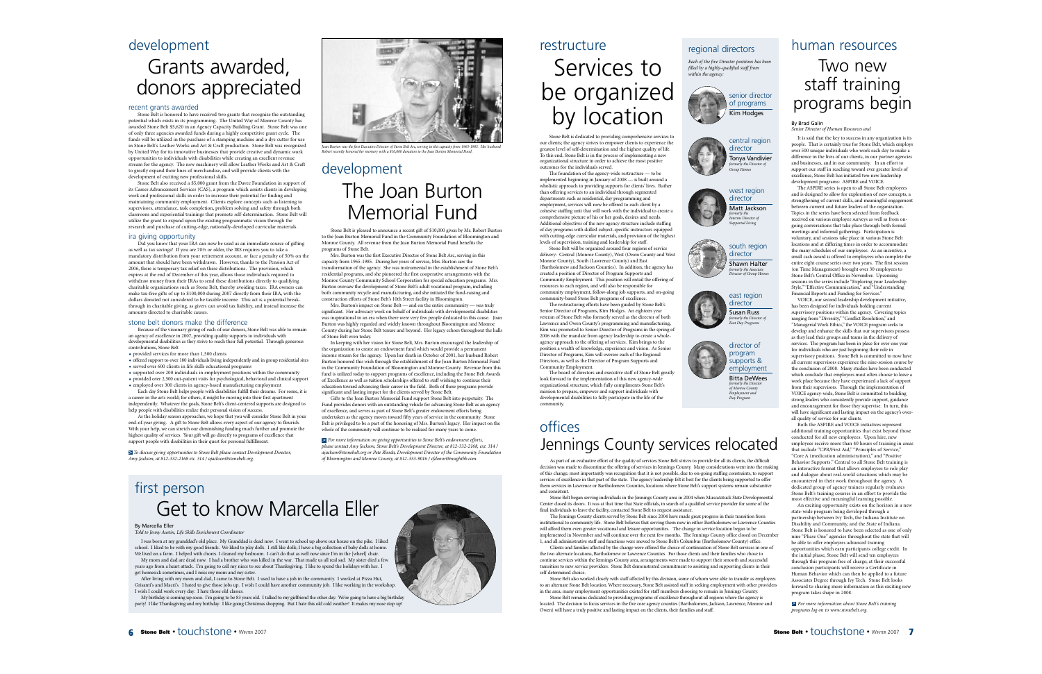# development

## Grants awarded, donors appreciated

### recent grants awarded

Stone Belt is honored to have received two grants that recognize the outstanding potential which exists in its programming. The United Way of Monroe County has awarded Stone Belt $5,620 in an Agency Capacity Building Grant. Stone Belt was one of only three agencies awarded funds during a highly competitive grant cycle. The funds will be utilized in the purchase of a stamping machine and a dye cutter for use in Stone Belt's Leather Works and Art & Craft production. Stone Belt was recognized by United Way for its innovative businesses that provide creative and dynamic work opportunities to individuals with disabilities while creating an excellent revenue stream for the agency. The new machinery will allow Leather Works and Art & Craft to greatly expand their lines of merchandise, and will provide clients with the development of exciting new professional skills.

Stone Belt also received a $5,000 grant from the Davee Foundation in support of its Career Advancement Services (CAS), a program which assists clients in developing work and professional skills in order to increase their potential for finding and maintaining community employment. Clients explore concepts such as listening to supervisors, attendance, task completion, problem solving and safety through both classroom and experiential trainings that promote self-determination. Stone Belt will utilize the grant to expand upon the existing programmatic vision through the research and purchase of cutting-edge, nationally-developed curricular materials.

### ira giving opportunity

Did you know that your IRA can now be used as an immediate source of gifting as well as tax savings? If you are 70½ or older, the IRS requires you to take a mandatory distribution from your retirement account, or face a penalty of 50% on the amount that should have been withdrawn. However, thanks to the Pension Act of 2006, there is temporary tax relief on these distributions. The provision, which expires at the end of December of this year, allows those individuals required to withdraw money from their IRAs to send these distributions directly to qualifying charitable organizations such as Stone Belt, thereby avoiding taxes. IRA owners can make tax-free gifts of up to $100,000 during 2007 directly from their IRA, with the dollars donated not considered to be taxable income. This act is a potential break-through in charitable giving, as givers can avoid tax liability, and instead increase the amounts directed to charitable causes.

### stone belt donors make the difference

Because of the visionary giving of each of our donors, Stone Belt was able to remain an agency of excellence in 2007, providing quality supports to individuals with developmental disabilities as they strive to reach their full potential. Through generous contributions, Stone Belt

- provided services for more than 1,500 clients
- offered support to over 180 individuals living independently and in group residential sites
- served over 600 clients in life skills educational programs
- supported over 200 individuals in employment positions within the community
- provided over 2,500 out-patient visits for psychological, behavioral and clinical support
- employed over 300 clients in agency-based manufacturing employment

Each day Stone Belt helps people with disabilities fulfill their dreams. For some, it is a career in the arts world; for others, it might be moving into their first apartment independently. Whatever the goals, Stone Belt's client-centered supports are designed to help people with disabilities realize their personal vision of success.

As the holiday season approaches, we hope that you will consider Stone Belt in your end-of-year giving. A gift to Stone Belt allows every aspect of our agency to flourish. With your help, we can stretch our diminishing funding much further and promote the highest quality of services. Your gift will go directly to programs of excellence that support people with disabilities in their quest for personal fulfillment.

*To discuss giving opportunities to Stone Belt please contact Development Director, Amy Jackson, at 812-332-2168 etc. 314 / ajackson@stonebelt.org.*

*Joan Burton was the first Executive Director of Stone Belt Arc, serving in this capacity from 1965-1985. Her husband Robert recently honored her memory with a $10,000 donation to the Joan Burton Memorial Fund.*

# development

## The Joan Burton Memorial Fund

Stone Belt is pleased to announce a recent gift of $10,000 given by Mr. Robert Burton to the Joan Burton Memorial Fund in the Community Foundation of Bloomington and Monroe County. All revenue from the Joan Burton Memorial Fund benefits the programs of Stone Belt.

Mrs. Burton was the first Executive Director of Stone Belt Arc, serving in this capacity from 1965-1985. During her years of service, Mrs. Burton saw the transformation of the agency. She was instrumental in the establishment of Stone Belt's residential programs, and she pioneered the first cooperative arrangements with the Monroe County Community School Corporation for special education programs. Mrs. Burton oversaw the development of Stone Belt's adult vocational program, including both community recycle and manufacturing, and she initiated the fund-raising and construction efforts of Stone Belt's 10th Street facility in Bloomington.

Mrs. Burton's impact on Stone Belt — and on the entire community — was truly significant. Her advocacy work on behalf of individuals with developmental disabilities was inspirational in an era when there were very few people dedicated to this cause. Joan Burton was highly regarded and widely known throughout Bloomington and Monroe County during her Stone Belt tenure and beyond. Her legacy echoes throughout the halls of Stone Belt even today.

In keeping with her vision for Stone Belt, Mrs. Burton encouraged the leadership of the organization to create an endowment fund which would provide a permanent income stream for the agency. Upon her death in October of 2001, her husband Robert Burton honored this wish through the establishment of the Joan Burton Memorial Fund in the Community Foundation of Bloomington and Monroe County. Revenue from this fund is utilized today to support programs of excellence, including the Stone Belt Awards of Excellence as well as tuition scholarships offered to staff wishing to continue their education toward advancing their career in the field. Both of these programs provide significant and lasting impact for the clients served by Stone Belt.

Gifts to the Joan Burton Memorial Fund support Stone Belt into perpetuity. The Fund provides donors with an outstanding vehicle for advancing Stone Belt as an agency of excellence, and serves as part of Stone Belt's greater endowment efforts being undertaken as the agency moves toward fifty years of service in the community. Stone Belt is privileged to be a part of the honoring of Mrs. Burton's legacy. Her impact on the whole of the community will continue to be realized for many years to come.

*For more information on giving opportunities to Stone Belt's endowment efforts, please contact Amy Jackson, Stone Belt's Development Director, at 812-332-2168, ext. 314 / ajackson@stonebelt.org or Pete Rhoda, Development Director of the Community Foundation of Bloomington and Monroe County, at 812-333-9016 / cfdmor@insightbb.com.*

# first person

## Get to know Marcella Eller

**By Marcella Eller**
*Told to Jenny Austin, Life Skills Enrichment Coordinator*

I was born at my granddad's old place. My Granddad is dead now. I went to school up above our house on the pike. I liked school. I liked to be with my good friends. We liked to play dolls. I still like dolls; I have a big collection of baby dolls at home. We lived on a farm. I helped with chores. I cleaned my bedroom. I can't do that as well now since I'm in the [wheel] chair.

My mom and dad are dead now. I had a brother who was killed in the war. That made us all real sad. My sister died a few years ago from a heart attack. I'm going to call my niece to see about Thanksgiving. I like to spend the holidays with her. I get homesick sometimes, and I miss my mom and my sister.

After living with my mom and dad, I came to Stone Belt. I used to have a job in the community. I worked at Pizza Hut, Grisanti's and Macri's. I hated to give those jobs up. I wish I could have another community job. I like working in the workshop. I wish I could work every day. I hate those old classes.

My birthday is coming up soon. I'm going to be 83 years old. I talked to my girlfriend the other day. We're going to have a big birthday party! I like Thanksgiving and my birthday. I like going Christmas shopping. But I hate this old cold weather! It makes my nose stop up!

# restructure

## Services to be organized by location

Stone Belt is dedicated to providing comprehensive services to our clients; the agency strives to empower clients to experience the greatest level of self-determination and the highest quality of life. To this end, Stone Belt is in the process of implementing a new organizational structure in order to achieve the most positive outcomes for the individuals served.

The foundation of the agency-wide restructure — to be implemented beginning in January of 2008 — is built around a wholistic approach to providing supports for clients' lives. Rather than offering services to an individual through segmented departments such as residential, day programming and employment, services will now be offered to each client by a cohesive staffing unit that will work with the individual to create a comprehensive picture of his or her goals, desires and needs. Additional objectives of the new agency structure include staffing of day programs with skilled subject-specific instructors equipped with cutting-edge curricular materials, and provision of the highest levels of supervision, training and leadership for staff.

Stone Belt will be organized around four regions of service delivery: Central (Monroe County), West (Owen County and West Monroe County), South (Lawrence County) and East (Bartholomew and Jackson Counties). In addition, the agency has created a position of Director of Program Supports and Community Employment. This position will entail the offering of resources to each region, and will also be responsible for community employment, follow-along job supports, and on-going community-based Stone Belt programs of excellence.

The restructuring efforts have been guided by Stone Belt's Senior Director of Programs, Kim Hodges. An eighteen year veteran of Stone Belt who formerly served as the director of both Lawrence and Owen County's programming and manufacturing, Kim was promoted to Senior Director of Programs in the spring of 2006 with the mandate from agency leadership to create a whole-agency approach to the offering of services. Kim brings to the position a wealth of knowledge, experience and vision. As Senior Director of Programs, Kim will oversee each of the Regional Directors, as well as the Director of Program Supports and Community Employment.

The board of directors and executive staff of Stone Belt greatly look forward to the implementation of this new agency-wide organizational structure, which fully compliments Stone Belt's mission to prepare, empower and support individuals with developmental disabilities to fully participate in the life of the community.

### regional directors

*Each of the five Director positions has been filled by a highly-qualified staff from within the agency:*

**senior director of programs**
Kim Hodges

**central region director**
Tonya Vandivier
*formerly the Director of Group Homes*

**west region director**
Matt Jackson
*formerly the Interim Director of Supported Living*

**south region director**
Shawn Halter
*formerly the Associate Director of Group Homes*

**east region director**
Susan Russ
*formerly the Director of East Day Programs*

**director of program supports & employment**
Bitta DeWees
*formerly the Director of Monroe County Employment and Day Program*

# offices

## Jennings County services relocated

As part of an evaluative effort of the quality of services Stone Belt strives to provide for all its clients, the difficult decision was made to discontinue the offering of services in Jennings County. Many considerations went into the making of this change; most importantly was recognition that it is not possible, due to on-going staffing constraints, to support services of excellence in that part of the state. The agency leadership felt it best for the clients being supported to offer them services in Lawrence or Bartholomew Counties, locations where Stone Belt's support systems remain substantive and consistent.

Stone Belt began serving individuals in the Jennings County area in 2004 when Muscatatuck State Developmental Center closed its doors. It was at that time that State officials, in search of a qualified service provider for some of the final individuals to leave the facility, contacted Stone Belt to request assistance.

The Jennings County clients served by Stone Belt since 2004 have made great progress in their transition from institutional to community life. Stone Belt believes that serving them now in either Bartholomew or Lawrence Counties will afford them even greater vocational and leisure opportunities. The change in service location began to be implemented in November and will continue over the next few months. The Jennings County office closed on December 1, and all administrative staff and functions were moved to Stone Belt's Columbus (Bartholomew County) office.

Clients and families affected by the change were offered the choice of continuation of Stone Belt services in one of the two alternate locations, Bartholomew or Lawrence Counties. For those clients and their families who chose to continue services within the Jennings County area, arrangements were made to support their smooth and successful transition to new service providers. Stone Belt demonstrated commitment to assisting and supporting clients in their self-determined choice.

Stone Belt also worked closely with staff affected by this decision, some of whom were able to transfer as employees to an alternate Stone Belt location. Where necessary, Stone Belt assisted staff in seeking employment with other providers in the area; many employment opportunities existed for staff members choosing to remain in Jennings County.

Stone Belt remains dedicated to providing programs of excellence throughout all regions where the agency is located. The decision to focus services in the five core agency counties (Bartholomew, Jackson, Lawrence, Monroe and Owen) will have a truly positive and lasting impact on the clients, their families and staff.

# human resources

## Two new staff training programs begin

**By Brad Galin**
*Senior Director of Human Resources and*

It is said that the key to success in any organization is its people. That is certainly true for Stone Belt, which employs over 500 unique individuals who work each day to make a difference in the lives of our clients, in our partner agencies and businesses, and in our community. In an effort to support our staff in reaching toward ever greater levels of excellence, Stone Belt has initiated two new leadership development programs: ASPIRE and VOICE.

The ASPIRE series is open to all Stone Belt employees and is designed to allow for exploration of new concepts, a strengthening of current skills, and meaningful engagement between current and future leaders of the organization. Topics in the series have been selected from feedback received on various employee surveys as well as from on-going conversations that take place through both formal meetings and informal gatherings. Participation is voluntary, and sessions take place in various Stone Belt locations and at differing times in order to accommodate the many schedules of our employees. As an incentive, a small cash award is offered to employees who complete the entire eight course series over two years. The first session (on Time Management) brought over 30 employees to Stone Belt's Central Office in November. Upcoming sessions in the series include "Exploring your Leadership Style," "Effective Communication," and "Understanding Financial Reports and Funding for Services."

VOICE, our second leadership development initiative, has been designed for individuals holding current supervisory positions within the agency. Covering topics ranging from "Diversity," "Conflict Resolution," and "Managerial Work Ethics," the VOICE program seeks to develop and enhance the skills that our supervisors possess as they lead their groups and teams in the delivery of services. The program has been in place for over one year for individuals who are just beginning their role in supervisory positions. Stone Belt is committed to now have all current supervisors experience the nine-session course by the conclusion of 2008. Many studies have been conducted which conclude that employees most often choose to leave a work place because they have experienced a lack of support from their supervisors. Through the implementation of VOICE agency-wide, Stone Belt is committed to building strong leaders who consistently provide support, guidance and encouragement for those they supervise. In turn, this will have significant and lasting impact on the agency's overall quality of service for our clients.

Both the ASPIRE and VOICE initiatives represent additional training opportunities that exist beyond those conducted for all new employees. Upon hire, new employees receive more than 40 hours of training in areas that include "CPR/First Aid," "Principles of Service," "Core A (medication administration)," and "Positive Behavior Supports." Central to all Stone Belt training is an interactive format that allows employees to role play and dialogue about real-world situations which may be encountered in their work throughout the agency. A dedicated group of agency trainers regularly evaluates Stone Belt's training courses in an effort to provide the most effective and meaningful learning possible.

An exciting opportunity exists on the horizon in a new state-wide program being developed through a partnership between Ivy Tech, the Indiana Institute on Disability and Community, and the State of Indiana. Stone Belt is honored to have been selected as one of only nine "Phase One" agencies throughout the state that will be able to offer employees advanced training opportunities which earn participants college credit. In the initial phase, Stone Belt will send ten employees through this program free of charge; at their successful conclusion participants will receive a Certificate in Human Behavior which can then be applied to a future Associates Degree through Ivy Tech. Stone Belt looks forward to sharing more information as this exciting new program takes shape in 2008.

*For more information about Stone Belt's training programs log on to www.stonebelt.org.*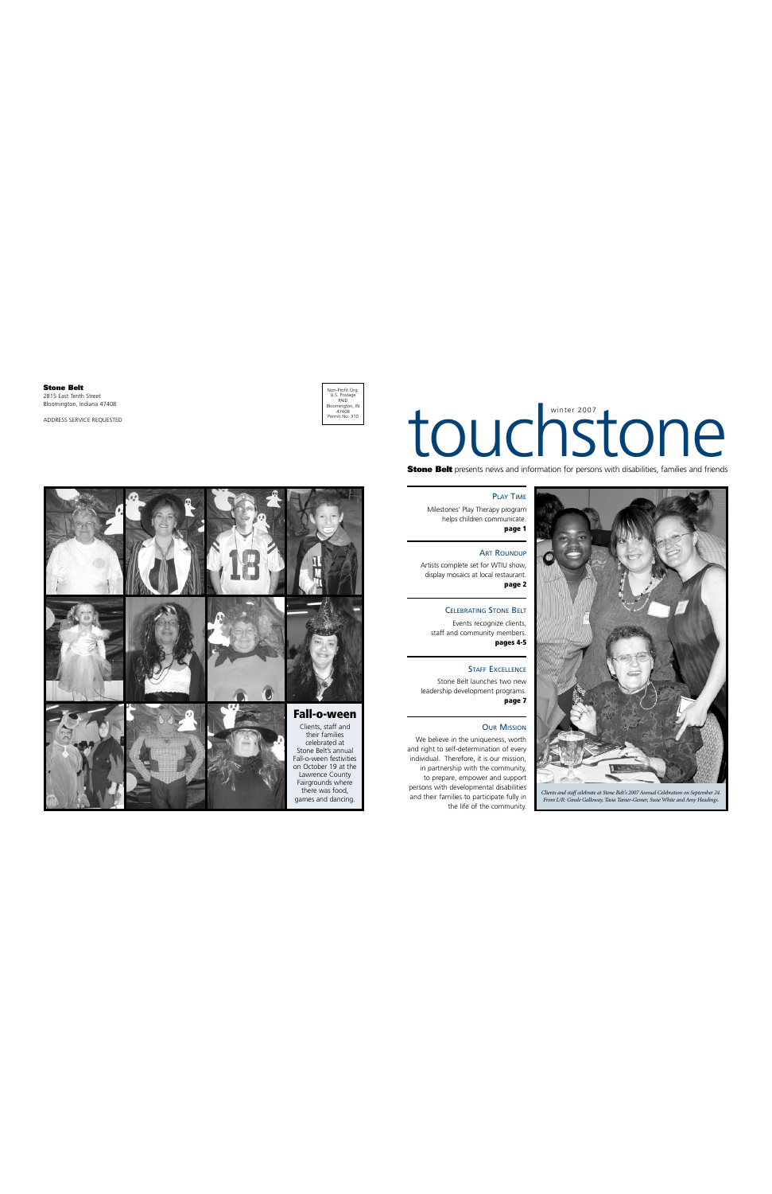**Stone Belt**
2815 East Tenth Street
Bloomington, Indiana 47408

ADDRESS SERVICE REQUESTED

Non-Profit Org.
U.S. Postage
PAID
Bloomington, IN
47408
Permit No. 310

## Fall-o-ween

Clients, staff and their families celebrated at Stone Belt's annual Fall-o-ween festivities on October 19 at the Lawrence County Fairgrounds where there was food, games and dancing.

winter 2007

# touchstone

**Stone Belt** presents news and information for persons with disabilities, families and friends

### Play Time

Milestones' Play Therapy program helps children communicate.
**page 1**

### Art Roundup

Artists complete set for WTIU show, display mosaics at local restaurant.
**page 2**

### Celebrating Stone Belt

Events recognize clients, staff and community members.
**pages 4-5**

### Staff Excellence

Stone Belt launches two new leadership development programs.
**page 7**

### Our Mission

We believe in the uniqueness, worth and right to self-determination of every individual. Therefore, it is our mission, in partnership with the community, to prepare, empower and support persons with developmental disabilities and their families to participate fully in the life of the community.

*Clients and staff celebrate at Stone Belt's 2007 Annual Celebration on September 24. From L/R: Ginele Galloway, Tasia Tanner-Gerner, Susie White and Amy Headings.*